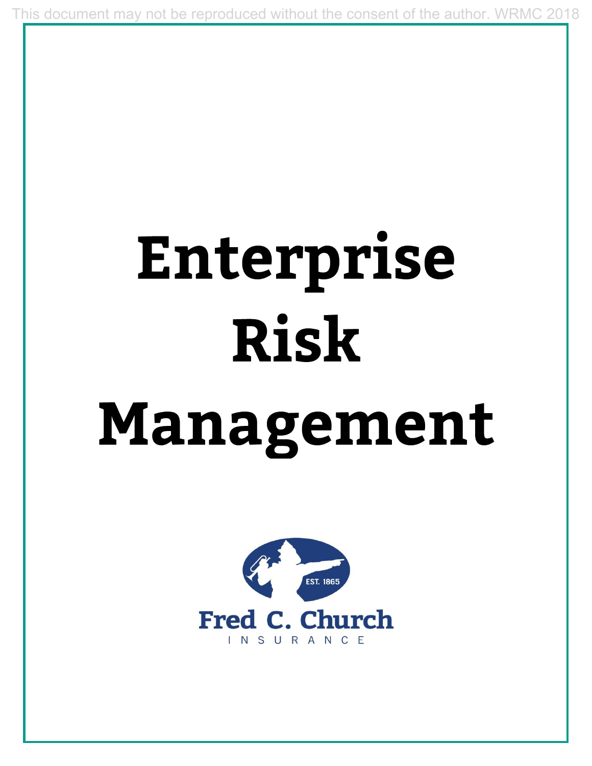This document may not be reproduced without the consent of the author. WRMC 2018

# Enterprise Risk Management

EST. 1865

Fred C. Church

INSURANCE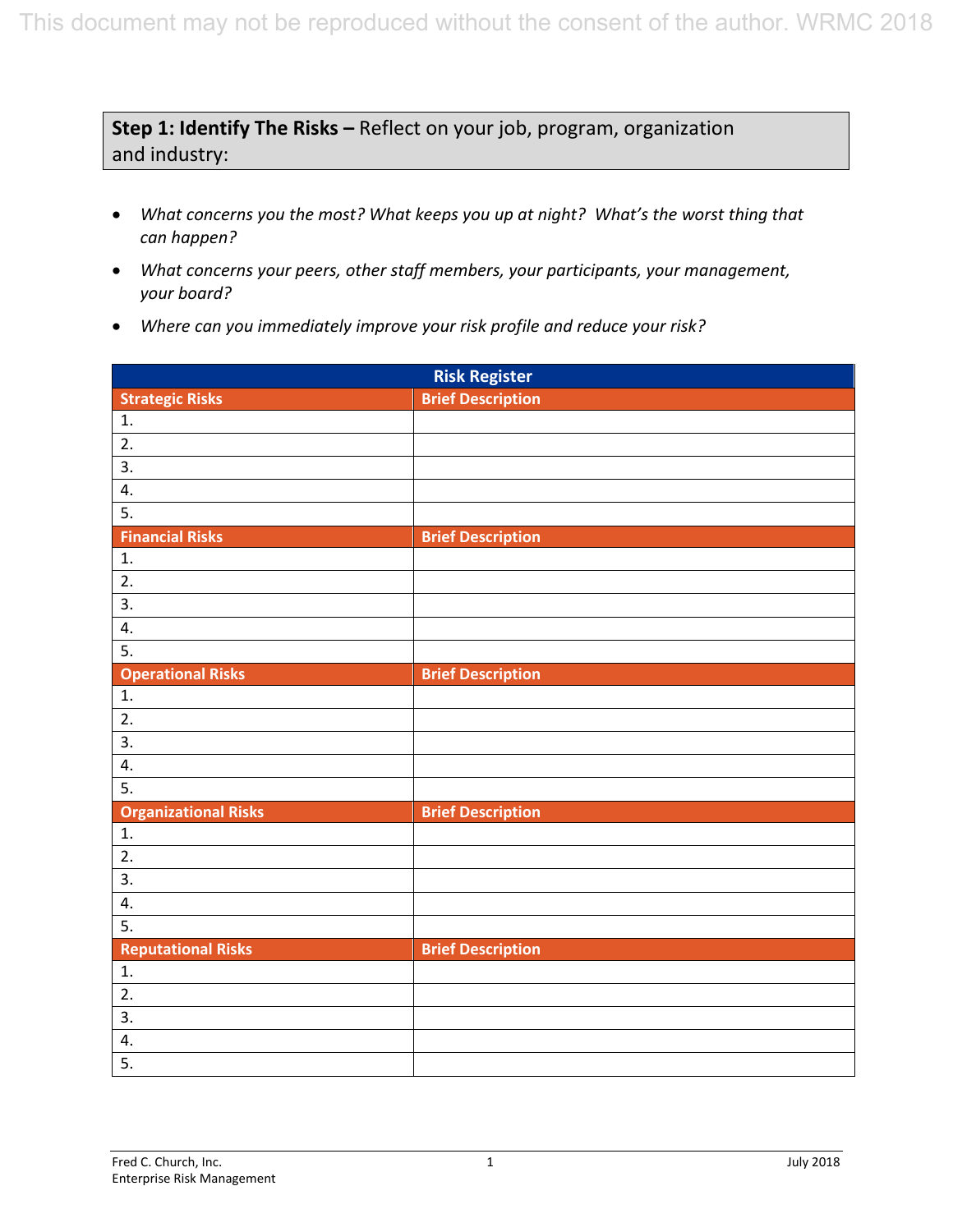**Step 1: Identify The Risks –** Reflect on your job, program, organization and industry:

- *What concerns you the most? What keeps you up at night? What's the worst thing that can happen?*
- *What concerns your peers, other staff members, your participants, your management, your board?*
- *Where can you immediately improve your risk profile and reduce your risk?*

| Risk Register | |
|---|---|
| **Strategic Risks** | **Brief Description** |
| 1. | |
| 2. | |
| 3. | |
| 4. | |
| 5. | |
| **Financial Risks** | **Brief Description** |
| 1. | |
| 2. | |
| 3. | |
| 4. | |
| 5. | |
| **Operational Risks** | **Brief Description** |
| 1. | |
| 2. | |
| 3. | |
| 4. | |
| 5. | |
| **Organizational Risks** | **Brief Description** |
| 1. | |
| 2. | |
| 3. | |
| 4. | |
| 5. | |
| **Reputational Risks** | **Brief Description** |
| 1. | |
| 2. | |
| 3. | |
| 4. | |
| 5. | |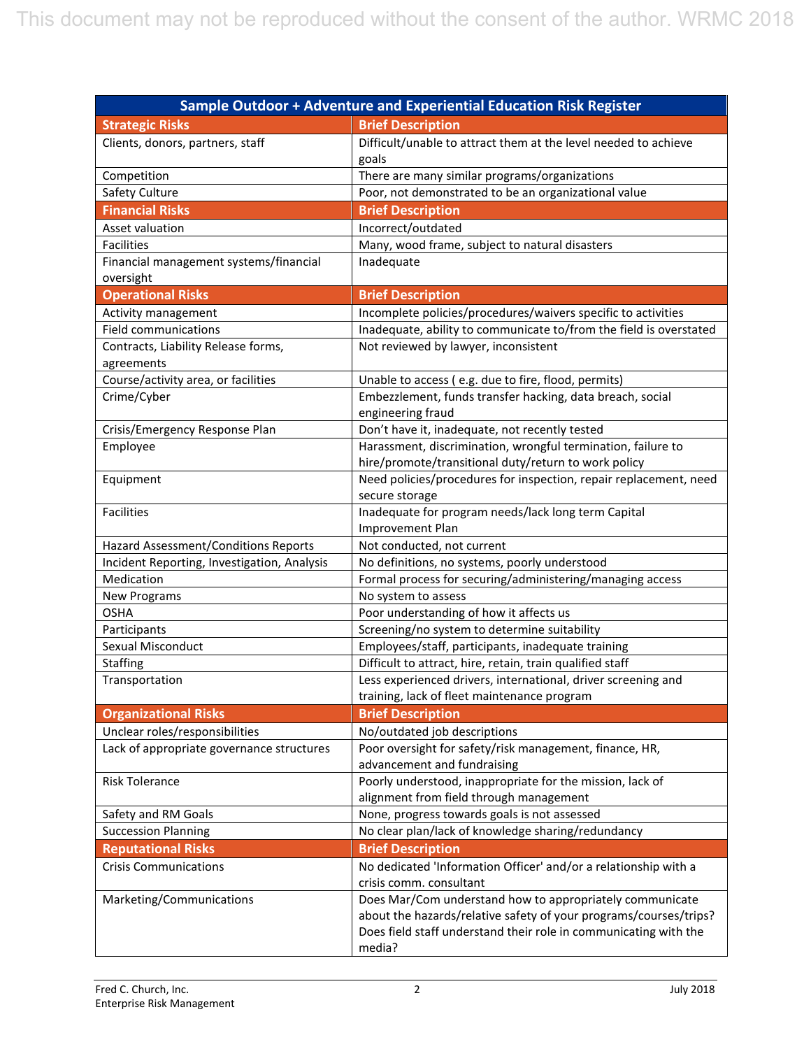| Sample Outdoor + Adventure and Experiential Education Risk Register | |
|---|---|
| **Strategic Risks** | **Brief Description** |
| Clients, donors, partners, staff | Difficult/unable to attract them at the level needed to achieve goals |
| Competition | There are many similar programs/organizations |
| Safety Culture | Poor, not demonstrated to be an organizational value |
| **Financial Risks** | **Brief Description** |
| Asset valuation | Incorrect/outdated |
| Facilities | Many, wood frame, subject to natural disasters |
| Financial management systems/financial oversight | Inadequate |
| **Operational Risks** | **Brief Description** |
| Activity management | Incomplete policies/procedures/waivers specific to activities |
| Field communications | Inadequate, ability to communicate to/from the field is overstated |
| Contracts, Liability Release forms, agreements | Not reviewed by lawyer, inconsistent |
| Course/activity area, or facilities | Unable to access ( e.g. due to fire, flood, permits) |
| Crime/Cyber | Embezzlement, funds transfer hacking, data breach, social engineering fraud |
| Crisis/Emergency Response Plan | Don't have it, inadequate, not recently tested |
| Employee | Harassment, discrimination, wrongful termination, failure to hire/promote/transitional duty/return to work policy |
| Equipment | Need policies/procedures for inspection, repair replacement, need secure storage |
| Facilities | Inadequate for program needs/lack long term Capital Improvement Plan |
| Hazard Assessment/Conditions Reports | Not conducted, not current |
| Incident Reporting, Investigation, Analysis | No definitions, no systems, poorly understood |
| Medication | Formal process for securing/administering/managing access |
| New Programs | No system to assess |
| OSHA | Poor understanding of how it affects us |
| Participants | Screening/no system to determine suitability |
| Sexual Misconduct | Employees/staff, participants, inadequate training |
| Staffing | Difficult to attract, hire, retain, train qualified staff |
| Transportation | Less experienced drivers, international, driver screening and training, lack of fleet maintenance program |
| **Organizational Risks** | **Brief Description** |
| Unclear roles/responsibilities | No/outdated job descriptions |
| Lack of appropriate governance structures | Poor oversight for safety/risk management, finance, HR, advancement and fundraising |
| Risk Tolerance | Poorly understood, inappropriate for the mission, lack of alignment from field through management |
| Safety and RM Goals | None, progress towards goals is not assessed |
| Succession Planning | No clear plan/lack of knowledge sharing/redundancy |
| **Reputational Risks** | **Brief Description** |
| Crisis Communications | No dedicated 'Information Officer' and/or a relationship with a crisis comm. consultant |
| Marketing/Communications | Does Mar/Com understand how to appropriately communicate about the hazards/relative safety of your programs/courses/trips? Does field staff understand their role in communicating with the media? |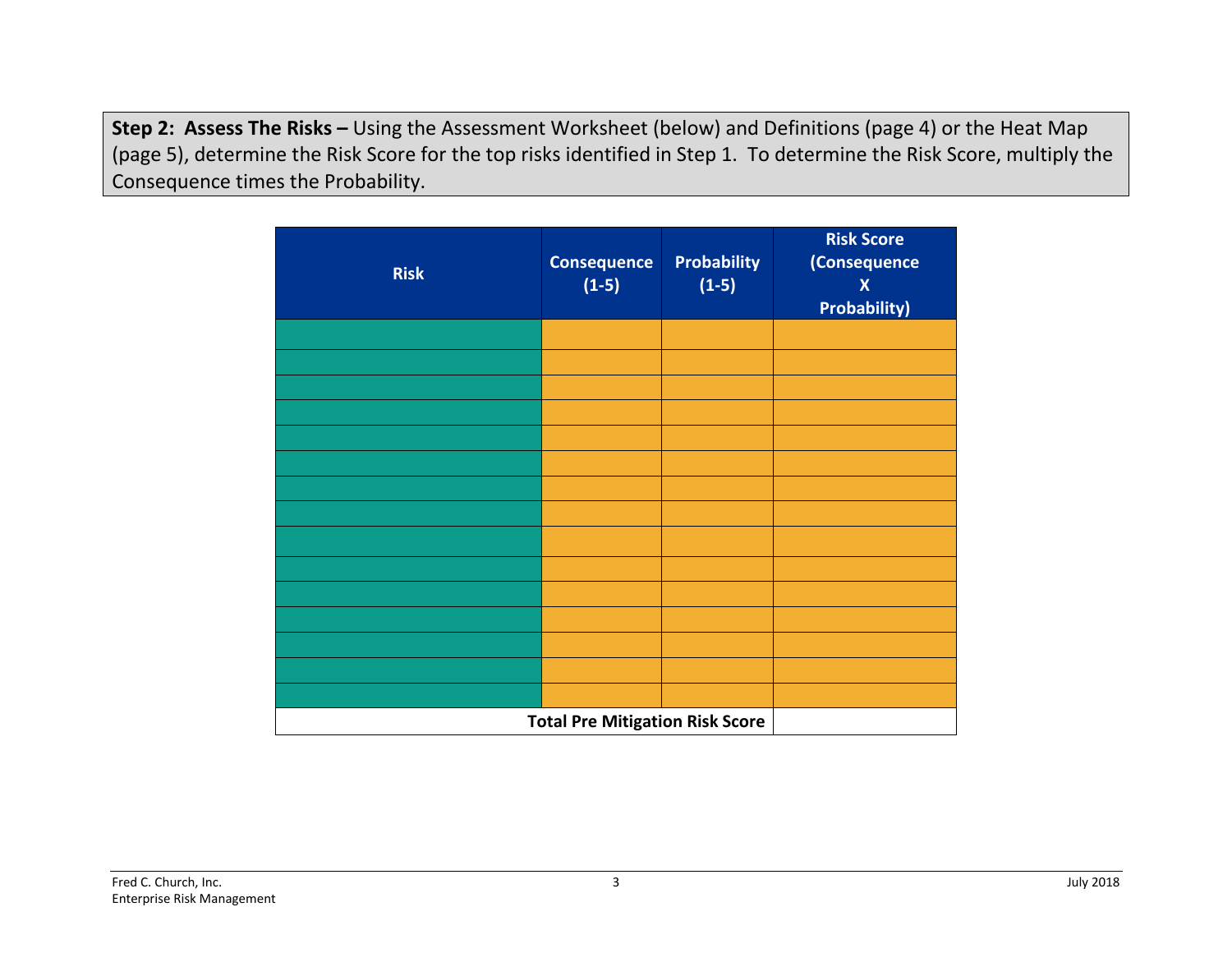**Step 2: Assess The Risks –** Using the Assessment Worksheet (below) and Definitions (page 4) or the Heat Map (page 5), determine the Risk Score for the top risks identified in Step 1. To determine the Risk Score, multiply the Consequence times the Probability.

| Risk | Consequence (1-5) | Probability (1-5) | Risk Score (Consequence X Probability) |
|---|---|---|---|
| | | | |
| | | | |
| | | | |
| | | | |
| | | | |
| | | | |
| | | | |
| | | | |
| | | | |
| | | | |
| | | | |
| | | | |
| | | | |
| | | | |
| | | | |
| | | **Total Pre Mitigation Risk Score** | |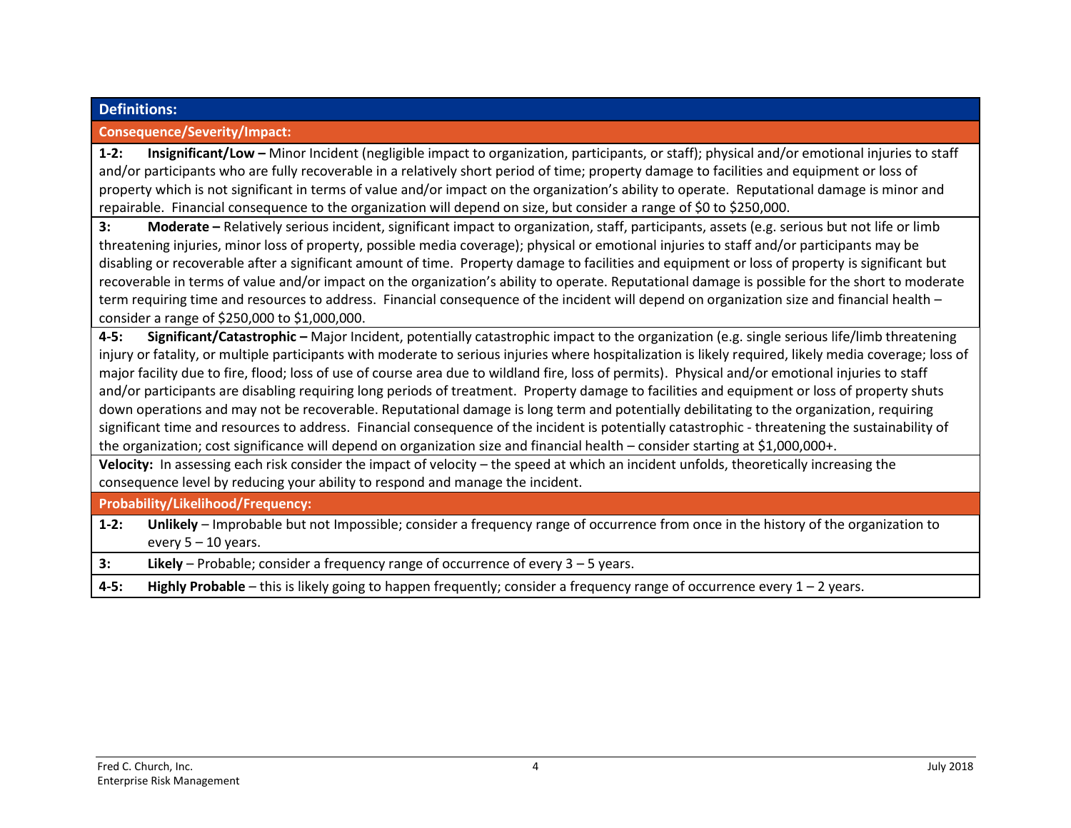## Definitions:

### Consequence/Severity/Impact:

**1-2:** **Insignificant/Low –** Minor Incident (negligible impact to organization, participants, or staff); physical and/or emotional injuries to staff and/or participants who are fully recoverable in a relatively short period of time; property damage to facilities and equipment or loss of property which is not significant in terms of value and/or impact on the organization's ability to operate. Reputational damage is minor and repairable. Financial consequence to the organization will depend on size, but consider a range of $0 to $250,000.

**3:** **Moderate –** Relatively serious incident, significant impact to organization, staff, participants, assets (e.g. serious but not life or limb threatening injuries, minor loss of property, possible media coverage); physical or emotional injuries to staff and/or participants may be disabling or recoverable after a significant amount of time. Property damage to facilities and equipment or loss of property is significant but recoverable in terms of value and/or impact on the organization's ability to operate. Reputational damage is possible for the short to moderate term requiring time and resources to address. Financial consequence of the incident will depend on organization size and financial health – consider a range of $250,000 to $1,000,000.

**4-5:** **Significant/Catastrophic –** Major Incident, potentially catastrophic impact to the organization (e.g. single serious life/limb threatening injury or fatality, or multiple participants with moderate to serious injuries where hospitalization is likely required, likely media coverage; loss of major facility due to fire, flood; loss of use of course area due to wildland fire, loss of permits). Physical and/or emotional injuries to staff and/or participants are disabling requiring long periods of treatment. Property damage to facilities and equipment or loss of property shuts down operations and may not be recoverable. Reputational damage is long term and potentially debilitating to the organization, requiring significant time and resources to address. Financial consequence of the incident is potentially catastrophic - threatening the sustainability of the organization; cost significance will depend on organization size and financial health – consider starting at $1,000,000+.

**Velocity:** In assessing each risk consider the impact of velocity – the speed at which an incident unfolds, theoretically increasing the consequence level by reducing your ability to respond and manage the incident.

### Probability/Likelihood/Frequency:

**1-2:** **Unlikely** – Improbable but not Impossible; consider a frequency range of occurrence from once in the history of the organization to every 5 – 10 years.

**3:** **Likely** – Probable; consider a frequency range of occurrence of every 3 – 5 years.

**4-5:** **Highly Probable** – this is likely going to happen frequently; consider a frequency range of occurrence every 1 – 2 years.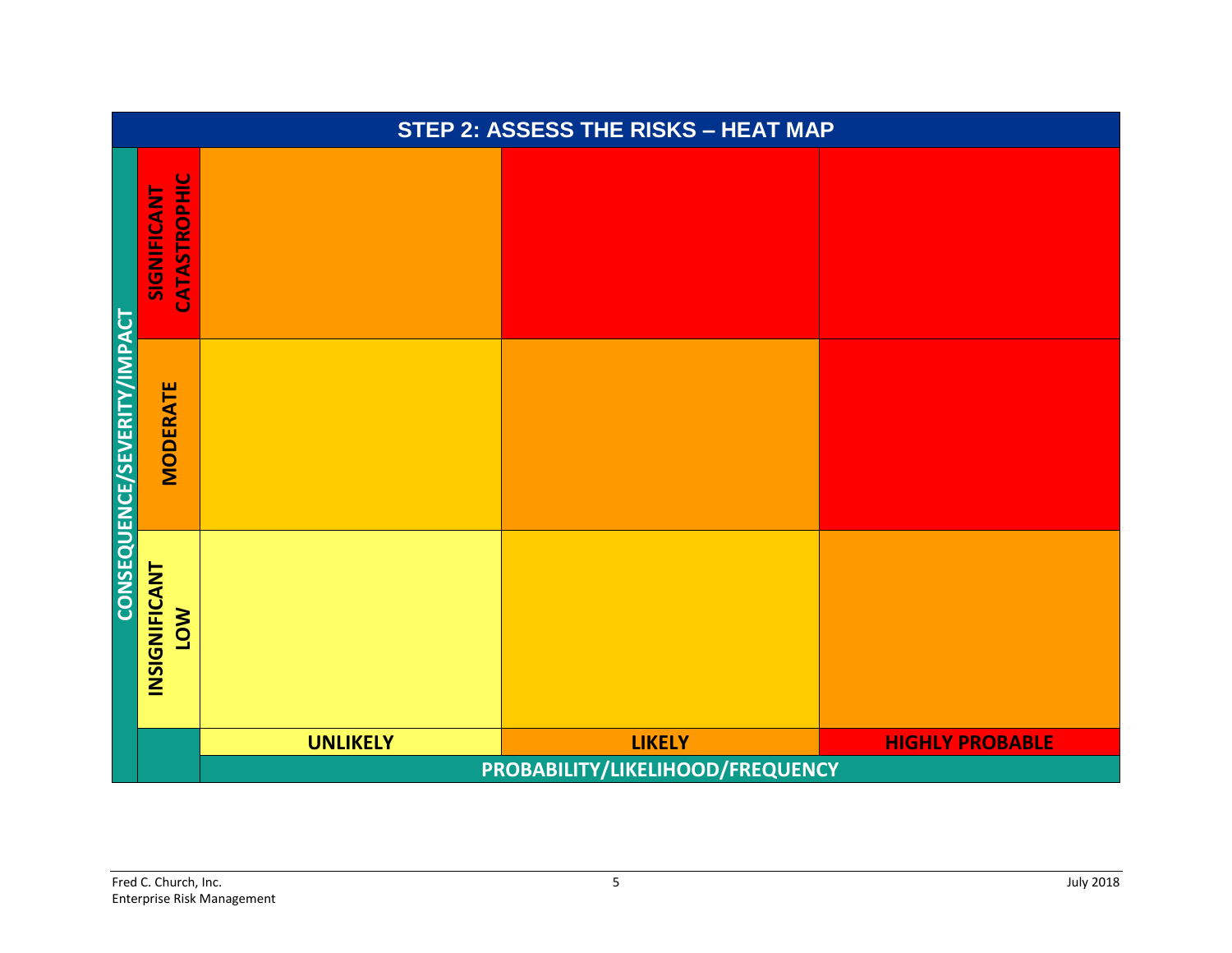## STEP 2: ASSESS THE RISKS – HEAT MAP

| CONSEQUENCE/SEVERITY/IMPACT | UNLIKELY | LIKELY | HIGHLY PROBABLE |
|---|---|---|---|
| SIGNIFICANT CATASTROPHIC | | | |
| MODERATE | | | |
| INSIGNIFICANT LOW | | | |

PROBABILITY/LIKELIHOOD/FREQUENCY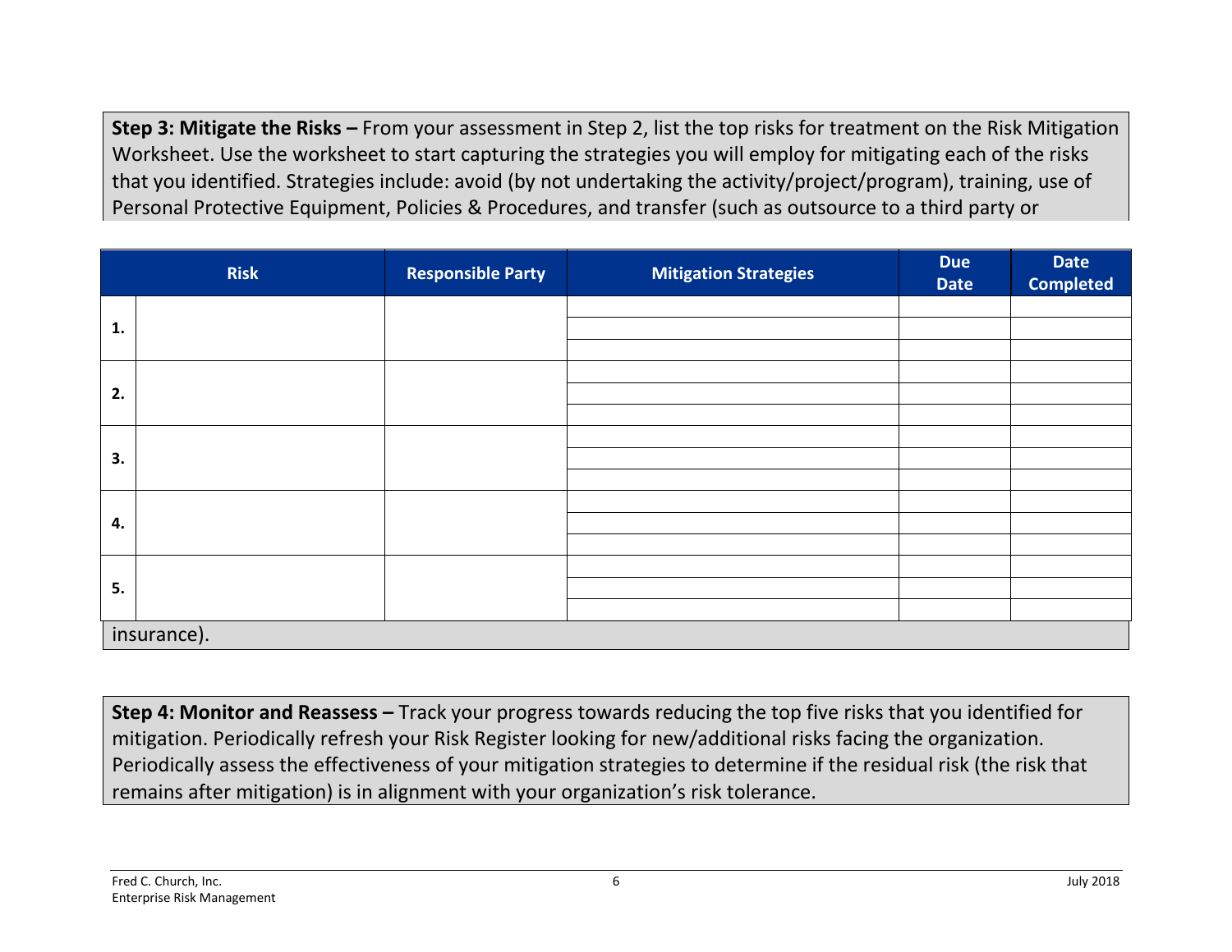**Step 3: Mitigate the Risks –** From your assessment in Step 2, list the top risks for treatment on the Risk Mitigation Worksheet. Use the worksheet to start capturing the strategies you will employ for mitigating each of the risks that you identified. Strategies include: avoid (by not undertaking the activity/project/program), training, use of Personal Protective Equipment, Policies & Procedures, and transfer (such as outsource to a third party or insurance).

| Risk | | Responsible Party | Mitigation Strategies | Due Date | Date Completed |
|---|---|---|---|---|---|
| **1.** | | | | | |
| | | | | | |
| | | | | | |
| **2.** | | | | | |
| | | | | | |
| | | | | | |
| **3.** | | | | | |
| | | | | | |
| | | | | | |
| **4.** | | | | | |
| | | | | | |
| | | | | | |
| **5.** | | | | | |
| | | | | | |
| | | | | | |

**Step 4: Monitor and Reassess –** Track your progress towards reducing the top five risks that you identified for mitigation. Periodically refresh your Risk Register looking for new/additional risks facing the organization. Periodically assess the effectiveness of your mitigation strategies to determine if the residual risk (the risk that remains after mitigation) is in alignment with your organization's risk tolerance.